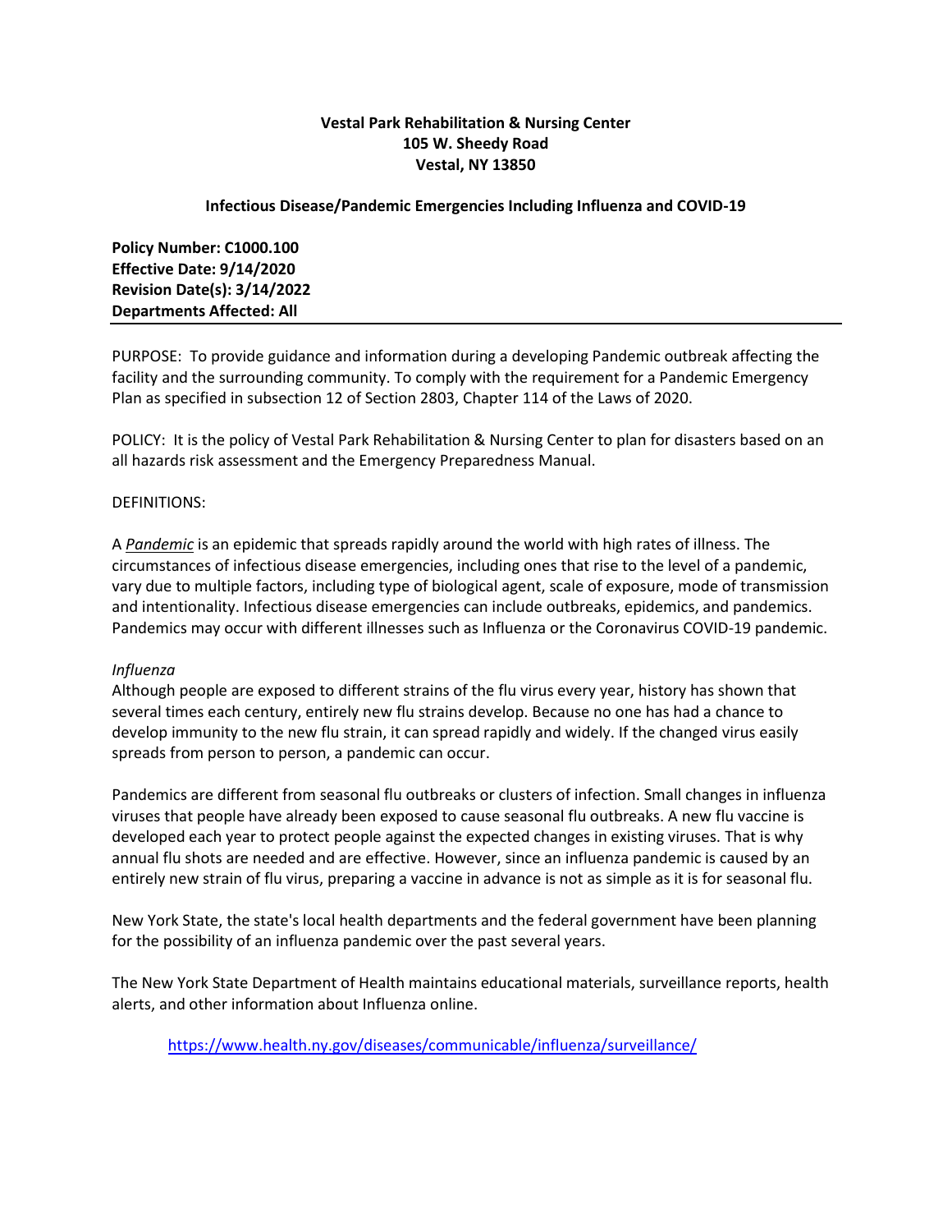**Vestal Park Rehabilitation & Nursing Center**
**105 W. Sheedy Road**
**Vestal, NY 13850**

## Infectious Disease/Pandemic Emergencies Including Influenza and COVID-19

**Policy Number: C1000.100**
**Effective Date: 9/14/2020**
**Revision Date(s): 3/14/2022**
**Departments Affected: All**

---

PURPOSE: To provide guidance and information during a developing Pandemic outbreak affecting the facility and the surrounding community. To comply with the requirement for a Pandemic Emergency Plan as specified in subsection 12 of Section 2803, Chapter 114 of the Laws of 2020.

POLICY: It is the policy of Vestal Park Rehabilitation & Nursing Center to plan for disasters based on an all hazards risk assessment and the Emergency Preparedness Manual.

DEFINITIONS:

A ***Pandemic*** is an epidemic that spreads rapidly around the world with high rates of illness. The circumstances of infectious disease emergencies, including ones that rise to the level of a pandemic, vary due to multiple factors, including type of biological agent, scale of exposure, mode of transmission and intentionality. Infectious disease emergencies can include outbreaks, epidemics, and pandemics. Pandemics may occur with different illnesses such as Influenza or the Coronavirus COVID-19 pandemic.

*Influenza*
Although people are exposed to different strains of the flu virus every year, history has shown that several times each century, entirely new flu strains develop. Because no one has had a chance to develop immunity to the new flu strain, it can spread rapidly and widely. If the changed virus easily spreads from person to person, a pandemic can occur.

Pandemics are different from seasonal flu outbreaks or clusters of infection. Small changes in influenza viruses that people have already been exposed to cause seasonal flu outbreaks. A new flu vaccine is developed each year to protect people against the expected changes in existing viruses. That is why annual flu shots are needed and are effective. However, since an influenza pandemic is caused by an entirely new strain of flu virus, preparing a vaccine in advance is not as simple as it is for seasonal flu.

New York State, the state's local health departments and the federal government have been planning for the possibility of an influenza pandemic over the past several years.

The New York State Department of Health maintains educational materials, surveillance reports, health alerts, and other information about Influenza online.

https://www.health.ny.gov/diseases/communicable/influenza/surveillance/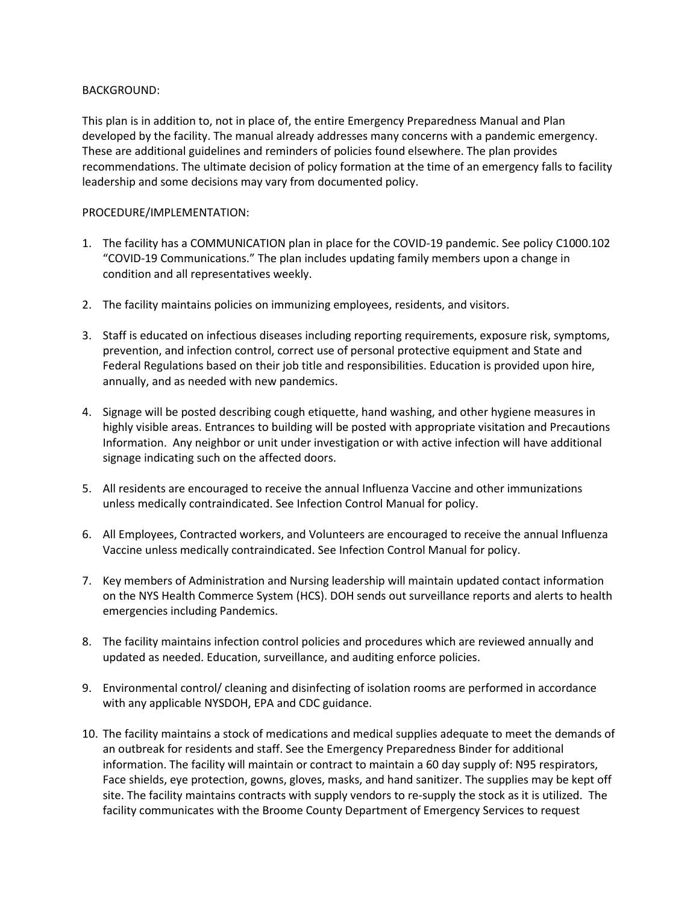BACKGROUND:

This plan is in addition to, not in place of, the entire Emergency Preparedness Manual and Plan developed by the facility. The manual already addresses many concerns with a pandemic emergency. These are additional guidelines and reminders of policies found elsewhere. The plan provides recommendations. The ultimate decision of policy formation at the time of an emergency falls to facility leadership and some decisions may vary from documented policy.

PROCEDURE/IMPLEMENTATION:

1. The facility has a COMMUNICATION plan in place for the COVID-19 pandemic. See policy C1000.102 "COVID-19 Communications." The plan includes updating family members upon a change in condition and all representatives weekly.

2. The facility maintains policies on immunizing employees, residents, and visitors.

3. Staff is educated on infectious diseases including reporting requirements, exposure risk, symptoms, prevention, and infection control, correct use of personal protective equipment and State and Federal Regulations based on their job title and responsibilities. Education is provided upon hire, annually, and as needed with new pandemics.

4. Signage will be posted describing cough etiquette, hand washing, and other hygiene measures in highly visible areas. Entrances to building will be posted with appropriate visitation and Precautions Information. Any neighbor or unit under investigation or with active infection will have additional signage indicating such on the affected doors.

5. All residents are encouraged to receive the annual Influenza Vaccine and other immunizations unless medically contraindicated. See Infection Control Manual for policy.

6. All Employees, Contracted workers, and Volunteers are encouraged to receive the annual Influenza Vaccine unless medically contraindicated. See Infection Control Manual for policy.

7. Key members of Administration and Nursing leadership will maintain updated contact information on the NYS Health Commerce System (HCS). DOH sends out surveillance reports and alerts to health emergencies including Pandemics.

8. The facility maintains infection control policies and procedures which are reviewed annually and updated as needed. Education, surveillance, and auditing enforce policies.

9. Environmental control/ cleaning and disinfecting of isolation rooms are performed in accordance with any applicable NYSDOH, EPA and CDC guidance.

10. The facility maintains a stock of medications and medical supplies adequate to meet the demands of an outbreak for residents and staff. See the Emergency Preparedness Binder for additional information. The facility will maintain or contract to maintain a 60 day supply of: N95 respirators, Face shields, eye protection, gowns, gloves, masks, and hand sanitizer. The supplies may be kept off site. The facility maintains contracts with supply vendors to re-supply the stock as it is utilized. The facility communicates with the Broome County Department of Emergency Services to request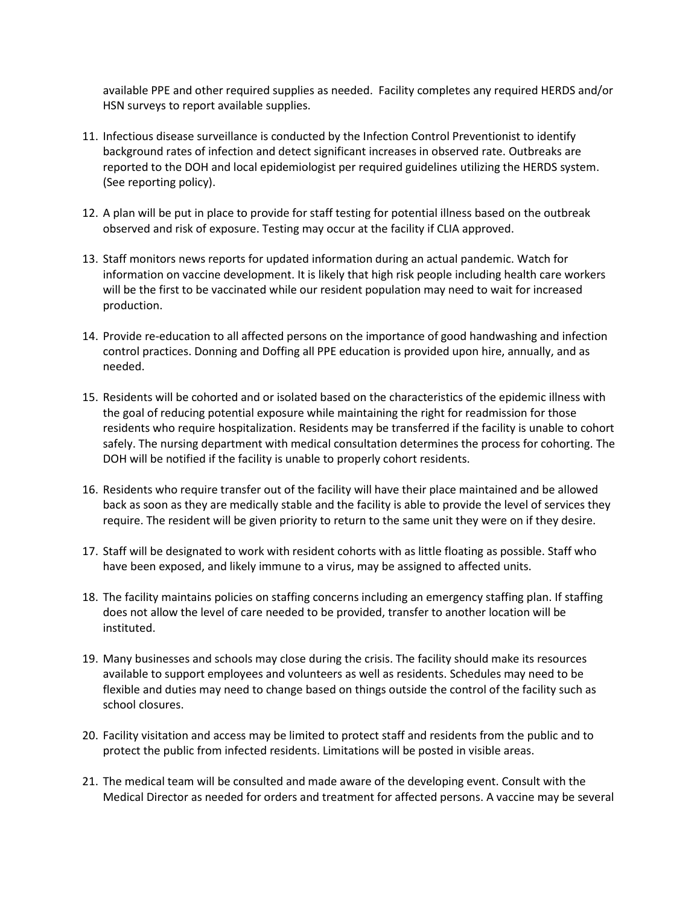available PPE and other required supplies as needed. Facility completes any required HERDS and/or HSN surveys to report available supplies.

11. Infectious disease surveillance is conducted by the Infection Control Preventionist to identify background rates of infection and detect significant increases in observed rate. Outbreaks are reported to the DOH and local epidemiologist per required guidelines utilizing the HERDS system. (See reporting policy).

12. A plan will be put in place to provide for staff testing for potential illness based on the outbreak observed and risk of exposure. Testing may occur at the facility if CLIA approved.

13. Staff monitors news reports for updated information during an actual pandemic. Watch for information on vaccine development. It is likely that high risk people including health care workers will be the first to be vaccinated while our resident population may need to wait for increased production.

14. Provide re-education to all affected persons on the importance of good handwashing and infection control practices. Donning and Doffing all PPE education is provided upon hire, annually, and as needed.

15. Residents will be cohorted and or isolated based on the characteristics of the epidemic illness with the goal of reducing potential exposure while maintaining the right for readmission for those residents who require hospitalization. Residents may be transferred if the facility is unable to cohort safely. The nursing department with medical consultation determines the process for cohorting. The DOH will be notified if the facility is unable to properly cohort residents.

16. Residents who require transfer out of the facility will have their place maintained and be allowed back as soon as they are medically stable and the facility is able to provide the level of services they require. The resident will be given priority to return to the same unit they were on if they desire.

17. Staff will be designated to work with resident cohorts with as little floating as possible. Staff who have been exposed, and likely immune to a virus, may be assigned to affected units.

18. The facility maintains policies on staffing concerns including an emergency staffing plan. If staffing does not allow the level of care needed to be provided, transfer to another location will be instituted.

19. Many businesses and schools may close during the crisis. The facility should make its resources available to support employees and volunteers as well as residents. Schedules may need to be flexible and duties may need to change based on things outside the control of the facility such as school closures.

20. Facility visitation and access may be limited to protect staff and residents from the public and to protect the public from infected residents. Limitations will be posted in visible areas.

21. The medical team will be consulted and made aware of the developing event. Consult with the Medical Director as needed for orders and treatment for affected persons. A vaccine may be several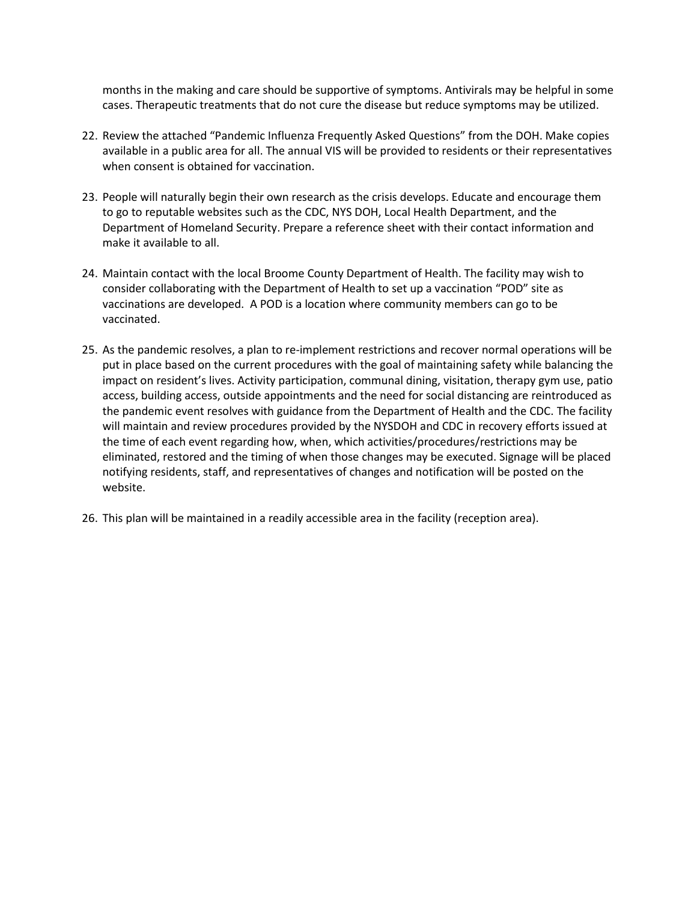months in the making and care should be supportive of symptoms. Antivirals may be helpful in some cases. Therapeutic treatments that do not cure the disease but reduce symptoms may be utilized.

22. Review the attached "Pandemic Influenza Frequently Asked Questions" from the DOH. Make copies available in a public area for all. The annual VIS will be provided to residents or their representatives when consent is obtained for vaccination.

23. People will naturally begin their own research as the crisis develops. Educate and encourage them to go to reputable websites such as the CDC, NYS DOH, Local Health Department, and the Department of Homeland Security. Prepare a reference sheet with their contact information and make it available to all.

24. Maintain contact with the local Broome County Department of Health. The facility may wish to consider collaborating with the Department of Health to set up a vaccination "POD" site as vaccinations are developed. A POD is a location where community members can go to be vaccinated.

25. As the pandemic resolves, a plan to re-implement restrictions and recover normal operations will be put in place based on the current procedures with the goal of maintaining safety while balancing the impact on resident's lives. Activity participation, communal dining, visitation, therapy gym use, patio access, building access, outside appointments and the need for social distancing are reintroduced as the pandemic event resolves with guidance from the Department of Health and the CDC. The facility will maintain and review procedures provided by the NYSDOH and CDC in recovery efforts issued at the time of each event regarding how, when, which activities/procedures/restrictions may be eliminated, restored and the timing of when those changes may be executed. Signage will be placed notifying residents, staff, and representatives of changes and notification will be posted on the website.

26. This plan will be maintained in a readily accessible area in the facility (reception area).